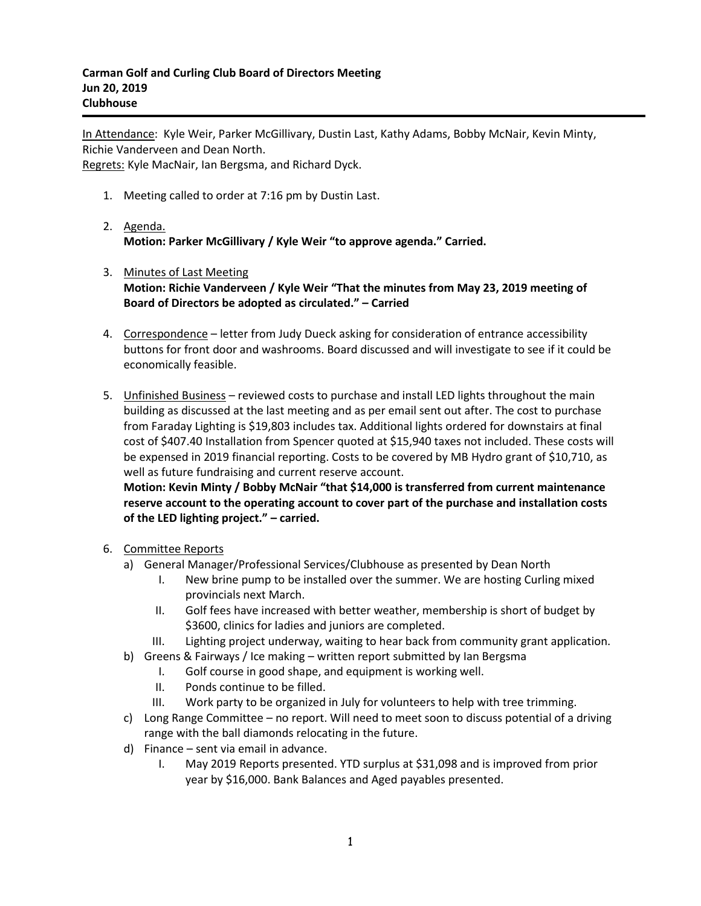**Carman Golf and Curling Club Board of Directors Meeting**
**Jun 20, 2019**
**Clubhouse**

---

In Attendance: Kyle Weir, Parker McGillivary, Dustin Last, Kathy Adams, Bobby McNair, Kevin Minty, Richie Vanderveen and Dean North.
Regrets: Kyle MacNair, Ian Bergsma, and Richard Dyck.

1. Meeting called to order at 7:16 pm by Dustin Last.

2. Agenda.
   **Motion: Parker McGillivary / Kyle Weir "to approve agenda." Carried.**

3. Minutes of Last Meeting
   **Motion: Richie Vanderveen / Kyle Weir "That the minutes from May 23, 2019 meeting of Board of Directors be adopted as circulated." – Carried**

4. Correspondence – letter from Judy Dueck asking for consideration of entrance accessibility buttons for front door and washrooms. Board discussed and will investigate to see if it could be economically feasible.

5. Unfinished Business – reviewed costs to purchase and install LED lights throughout the main building as discussed at the last meeting and as per email sent out after. The cost to purchase from Faraday Lighting is $19,803 includes tax. Additional lights ordered for downstairs at final cost of $407.40 Installation from Spencer quoted at $15,940 taxes not included. These costs will be expensed in 2019 financial reporting. Costs to be covered by MB Hydro grant of $10,710, as well as future fundraising and current reserve account.
   **Motion: Kevin Minty / Bobby McNair "that $14,000 is transferred from current maintenance reserve account to the operating account to cover part of the purchase and installation costs of the LED lighting project." – carried.**

6. Committee Reports
   a) General Manager/Professional Services/Clubhouse as presented by Dean North
      I. New brine pump to be installed over the summer. We are hosting Curling mixed provincials next March.
      II. Golf fees have increased with better weather, membership is short of budget by $3600, clinics for ladies and juniors are completed.
      III. Lighting project underway, waiting to hear back from community grant application.
   b) Greens & Fairways / Ice making – written report submitted by Ian Bergsma
      I. Golf course in good shape, and equipment is working well.
      II. Ponds continue to be filled.
      III. Work party to be organized in July for volunteers to help with tree trimming.
   c) Long Range Committee – no report. Will need to meet soon to discuss potential of a driving range with the ball diamonds relocating in the future.
   d) Finance – sent via email in advance.
      I. May 2019 Reports presented. YTD surplus at $31,098 and is improved from prior year by $16,000. Bank Balances and Aged payables presented.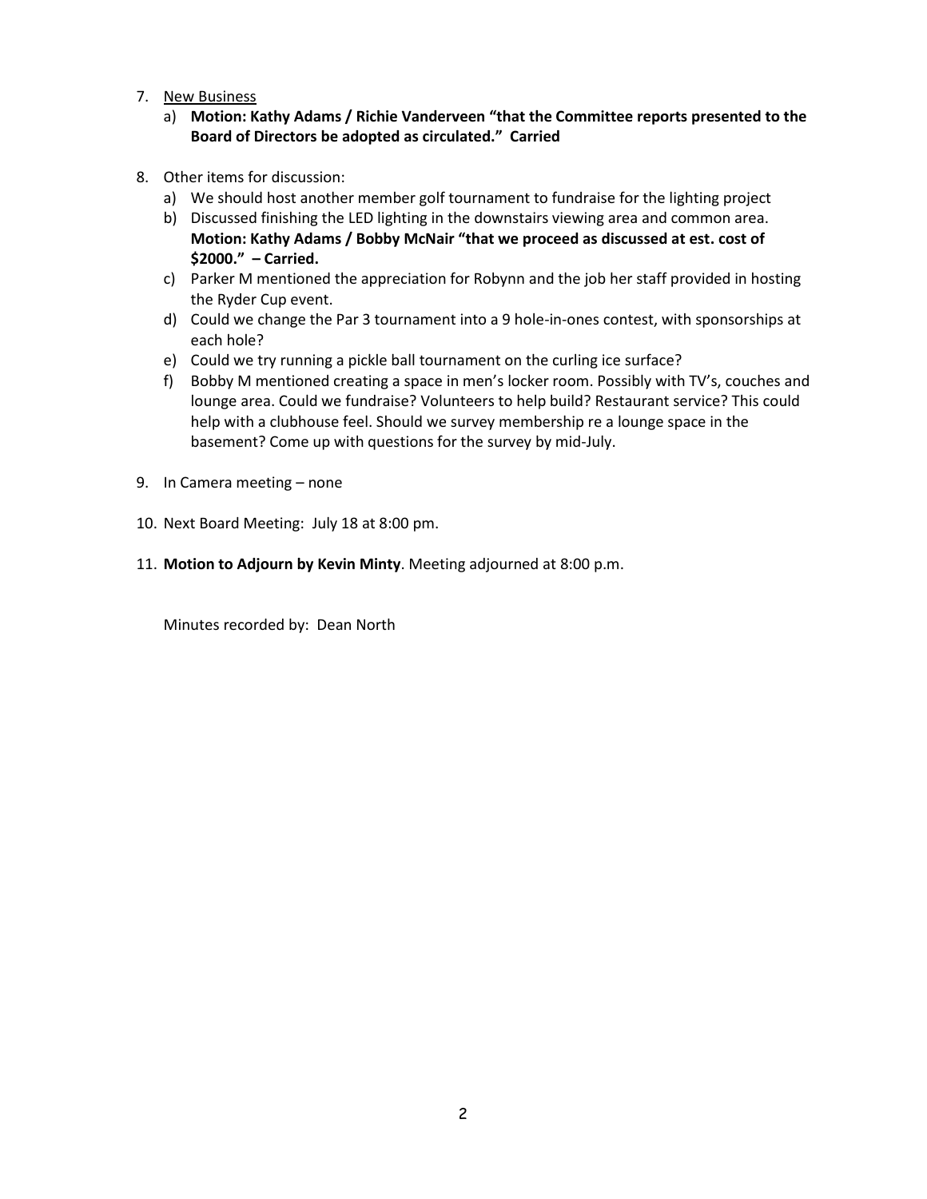7. <u>New Business</u>
   a) **Motion: Kathy Adams / Richie Vanderveen "that the Committee reports presented to the Board of Directors be adopted as circulated." Carried**

8. Other items for discussion:
   a) We should host another member golf tournament to fundraise for the lighting project
   b) Discussed finishing the LED lighting in the downstairs viewing area and common area. **Motion: Kathy Adams / Bobby McNair "that we proceed as discussed at est. cost of $2000." – Carried.**
   c) Parker M mentioned the appreciation for Robynn and the job her staff provided in hosting the Ryder Cup event.
   d) Could we change the Par 3 tournament into a 9 hole-in-ones contest, with sponsorships at each hole?
   e) Could we try running a pickle ball tournament on the curling ice surface?
   f) Bobby M mentioned creating a space in men's locker room. Possibly with TV's, couches and lounge area. Could we fundraise? Volunteers to help build? Restaurant service? This could help with a clubhouse feel. Should we survey membership re a lounge space in the basement? Come up with questions for the survey by mid-July.

9. In Camera meeting – none

10. Next Board Meeting: July 18 at 8:00 pm.

11. **Motion to Adjourn by Kevin Minty**. Meeting adjourned at 8:00 p.m.

Minutes recorded by: Dean North